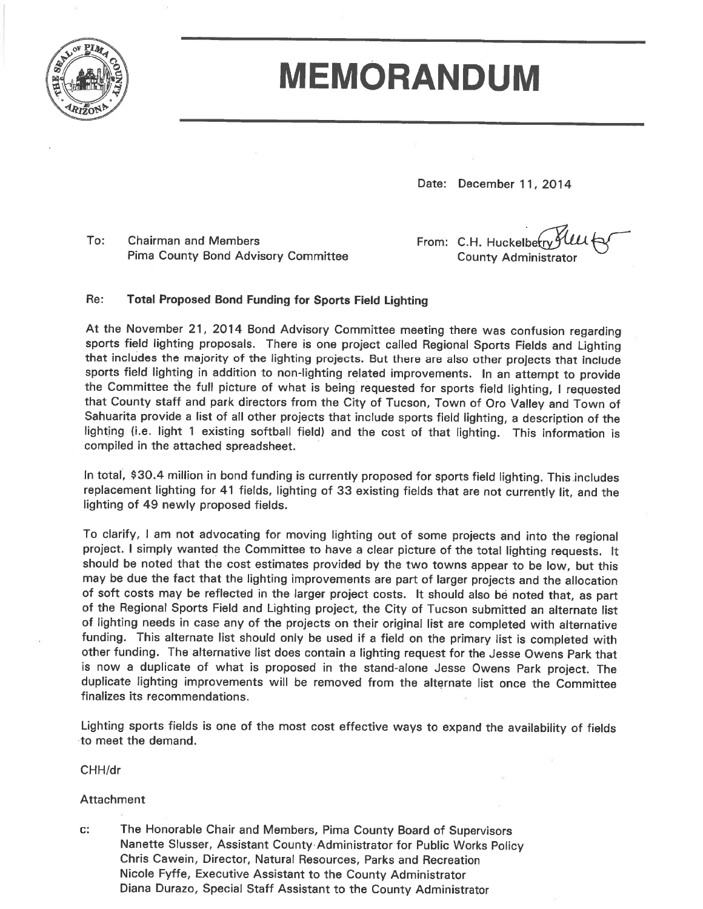# MEMORANDUM

Date: December 11, 2014

To: Chairman and Members
Pima County Bond Advisory Committee

From: C.H. Huckelberry
County Administrator

Re: **Total Proposed Bond Funding for Sports Field Lighting**

At the November 21, 2014 Bond Advisory Committee meeting there was confusion regarding sports field lighting proposals. There is one project called Regional Sports Fields and Lighting that includes the majority of the lighting projects. But there are also other projects that include sports field lighting in addition to non-lighting related improvements. In an attempt to provide the Committee the full picture of what is being requested for sports field lighting, I requested that County staff and park directors from the City of Tucson, Town of Oro Valley and Town of Sahuarita provide a list of all other projects that include sports field lighting, a description of the lighting (i.e. light 1 existing softball field) and the cost of that lighting. This information is compiled in the attached spreadsheet.

In total, $30.4 million in bond funding is currently proposed for sports field lighting. This includes replacement lighting for 41 fields, lighting of 33 existing fields that are not currently lit, and the lighting of 49 newly proposed fields.

To clarify, I am not advocating for moving lighting out of some projects and into the regional project. I simply wanted the Committee to have a clear picture of the total lighting requests. It should be noted that the cost estimates provided by the two towns appear to be low, but this may be due the fact that the lighting improvements are part of larger projects and the allocation of soft costs may be reflected in the larger project costs. It should also be noted that, as part of the Regional Sports Field and Lighting project, the City of Tucson submitted an alternate list of lighting needs in case any of the projects on their original list are completed with alternative funding. This alternate list should only be used if a field on the primary list is completed with other funding. The alternative list does contain a lighting request for the Jesse Owens Park that is now a duplicate of what is proposed in the stand-alone Jesse Owens Park project. The duplicate lighting improvements will be removed from the alternate list once the Committee finalizes its recommendations.

Lighting sports fields is one of the most cost effective ways to expand the availability of fields to meet the demand.

CHH/dr

Attachment

c: The Honorable Chair and Members, Pima County Board of Supervisors
Nanette Slusser, Assistant County Administrator for Public Works Policy
Chris Cawein, Director, Natural Resources, Parks and Recreation
Nicole Fyffe, Executive Assistant to the County Administrator
Diana Durazo, Special Staff Assistant to the County Administrator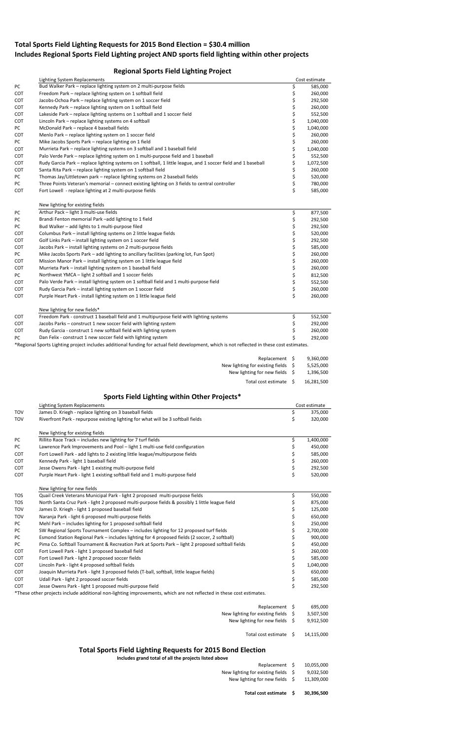## Total Sports Field Lighting Requests for 2015 Bond Election = $30.4 million
## Includes Regional Sports Field Lighting project AND sports field lighting within other projects

### Regional Sports Field Lighting Project

| | Lighting System Replacements | Cost estimate |
|---|---|---|
| PC | Bud Walker Park – replace lighting system on 2 multi-purpose fields | $ 585,000 |
| COT | Freedom Park – replace lighting system on 1 softball field | $ 260,000 |
| COT | Jacobs-Ochoa Park – replace lighting system on 1 soccer field | $ 292,500 |
| COT | Kennedy Park – replace lighting system on 1 softball field | $ 260,000 |
| COT | Lakeside Park – replace lighting systems on 1 softball and 1 soccer field | $ 552,500 |
| COT | Lincoln Park – replace lighting systems on 4 softball | $ 1,040,000 |
| PC | McDonald Park – replace 4 baseball fields | $ 1,040,000 |
| COT | Menlo Park – replace lighting system on 1 soccer field | $ 260,000 |
| PC | Mike Jacobs Sports Park – replace lighting on 1 field | $ 260,000 |
| COT | Murrieta Park – replace lighting systems on 3 softball and 1 baseball field | $ 1,040,000 |
| COT | Palo Verde Park – replace lighting system on 1 multi-purpose field and 1 baseball | $ 552,500 |
| COT | Rudy Garcia Park – replace lighting systems on 1 softball, 1 little league, and 1 soccer field and 1 baseball | $ 1,072,500 |
| COT | Santa Rita Park – replace lighting system on 1 softball field | $ 260,000 |
| PC | Thomas Jay/Littletown park – replace lighting systems on 2 baseball fields | $ 520,000 |
| PC | Three Points Veteran's memorial – connect existing lighting on 3 fields to central controller | $ 780,000 |
| COT | Fort Lowell - replace lighting at 2 multi-purpose fields | $ 585,000 |
| | **New lighting for existing fields** | |
| PC | Arthur Pack – light 3 multi-use fields | $ 877,500 |
| PC | Brandi Fenton memorial Park –add lighting to 1 field | $ 292,500 |
| PC | Bud Walker – add lights to 1 multi-purpose filed | $ 292,500 |
| COT | Columbus Park – install lighting systems on 2 little league fields | $ 520,000 |
| COT | Golf Links Park – install lighting system on 1 soccer field | $ 292,500 |
| COT | Jacobs Park – install lighting systems on 2 multi-purpose fields | $ 585,000 |
| PC | Mike Jacobs Sports Park – add lighting to ancillary facilities (parking lot, Fun Spot) | $ 260,000 |
| COT | Mission Manor Park – install lighting system on 1 little league field | $ 260,000 |
| COT | Murrieta Park – install lighting system on 1 baseball field | $ 260,000 |
| PC | Northwest YMCA – light 2 softball and 1 soccer fields | $ 812,500 |
| COT | Palo Verde Park – install lighting system on 1 softball field and 1 multi-purpose field | $ 552,500 |
| COT | Rudy Garcia Park – install lighting system on 1 soccer field | $ 260,000 |
| COT | Purple Heart Park - install lighting system on 1 little league field | $ 260,000 |
| | **New lighting for new fields*** | |
| COT | Freedom Park - construct 1 baseball field and 1 multipurpose field with lighting systems | $ 552,500 |
| COT | Jacobs Parks – construct 1 new soccer field with lighting system | $ 292,000 |
| COT | Rudy Garcia - construct 1 new softball field with lighting system | $ 260,000 |
| PC | Dan Felix - construct 1 new soccer field with lighting system | $ 292,000 |

*Regional Sports Lighting project includes additional funding for actual field development, which is not reflected in these cost estimates.

| | |
|---|---|
| Replacement | $ 9,360,000 |
| New lighting for existing fields | $ 5,525,000 |
| New lighting for new fields | $ 1,396,500 |
| Total cost estimate | $ 16,281,500 |

### Sports Field Lighting within Other Projects*

| | Lighting System Replacements | Cost estimate |
|---|---|---|
| TOV | James D. Kriegh - replace lighting on 3 baseball fields | $ 375,000 |
| TOV | Riverfront Park - repurpose existing lighting for what will be 3 softball fields | $ 320,000 |
| | **New lighting for existing fields** | |
| PC | Rillito Race Track – includes new lighting for 7 turf fields | $ 1,400,000 |
| PC | Lawrence Park Improvements and Pool – light 1 multi-use field configuration | $ 450,000 |
| COT | Fort Lowell Park - add lights to 2 existing little league/multipurpose fields | $ 585,000 |
| COT | Kennedy Park - light 1 baseball field | $ 260,000 |
| COT | Jesse Owens Park - light 1 existing multi-purpose field | $ 292,500 |
| COT | Purple Heart Park - light 1 existing softball field and 1 multi-purpose field | $ 520,000 |
| | **New lighting for new fields** | |
| TOS | Quail Creek Veterans Municipal Park - light 2 proposed multi-purpose fields | $ 550,000 |
| TOS | North Santa Cruz Park - light 2 proposed multi-purpose fields & possibly 1 little league field | $ 875,000 |
| TOV | James D. Kriegh - light 1 proposed baseball field | $ 125,000 |
| TOV | Naranja Park - light 6 proposed multi-purpose fields | $ 650,000 |
| PC | Mehl Park – includes lighting for 1 proposed softball field | $ 250,000 |
| PC | SW Regional Sports Tournament Complex – includes lighting for 12 proposed turf fields | $ 2,700,000 |
| PC | Esmond Station Regional Park – includes lighting for 4 proposed fields (2 soccer, 2 softball) | $ 900,000 |
| PC | Pima Co. Softball Tournament & Recreation Park at Sports Park – light 2 proposed softball fields | $ 450,000 |
| COT | Fort Lowell Park - light 1 proposed baseball field | $ 260,000 |
| COT | Fort Lowell Park - light 2 proposed soccer fields | $ 585,000 |
| COT | Lincoln Park - light 4 proposed softball fields | $ 1,040,000 |
| COT | Joaquin Murrieta Park - light 3 proposed fields (T-ball, softball, little league fields) | $ 650,000 |
| COT | Udall Park - light 2 proposed soccer fields | $ 585,000 |
| COT | Jesse Owens Park - light 1 proposed multi-purpose field | $ 292,500 |

*These other projects include additional non-lighting improvements, which are not reflected in these cost estimates.

| | |
|---|---|
| Replacement | $ 695,000 |
| New lighting for existing fields | $ 3,507,500 |
| New lighting for new fields | $ 9,912,500 |
| Total cost estimate | $ 14,115,000 |

### Total Sports Field Lighting Requests for 2015 Bond Election

**Includes grand total of all the projects listed above**

| | |
|---|---|
| Replacement | $ 10,055,000 |
| New lighting for existing fields | $ 9,032,500 |
| New lighting for new fields | $ 11,309,000 |
| **Total cost estimate** | **$ 30,396,500** |